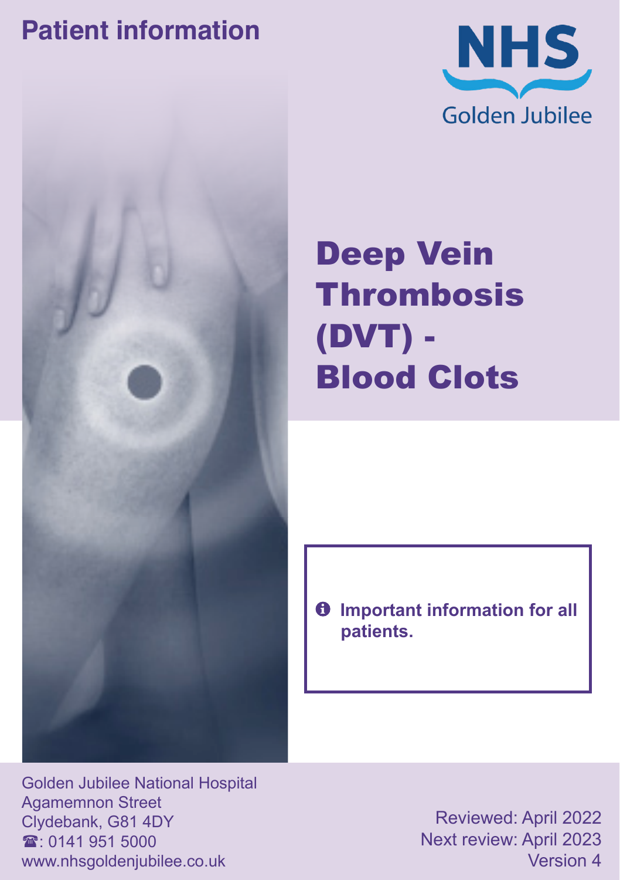Patient information

NHS
Golden Jubilee

# Deep Vein Thrombosis (DVT) - Blood Clots

**Important information for all patients.**

Golden Jubilee National Hospital
Agamemnon Street
Clydebank, G81 4DY
☎: 0141 951 5000
www.nhsgoldenjubilee.co.uk

Reviewed: April 2022
Next review: April 2023
Version 4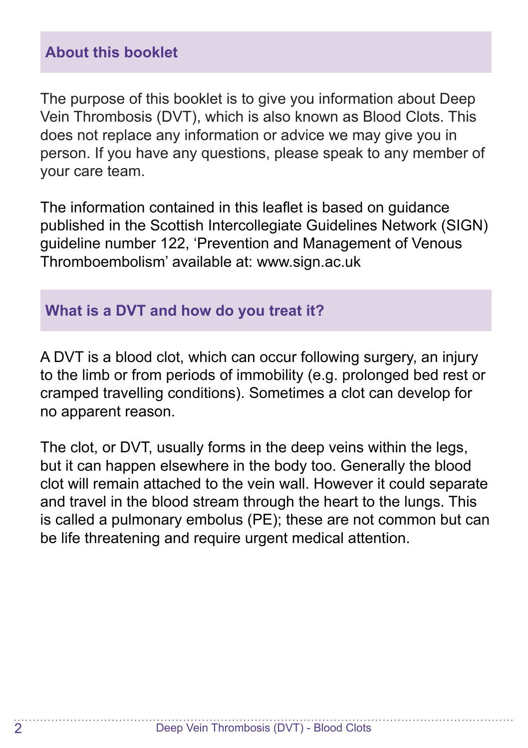## About this booklet

The purpose of this booklet is to give you information about Deep Vein Thrombosis (DVT), which is also known as Blood Clots. This does not replace any information or advice we may give you in person. If you have any questions, please speak to any member of your care team.

The information contained in this leaflet is based on guidance published in the Scottish Intercollegiate Guidelines Network (SIGN) guideline number 122, 'Prevention and Management of Venous Thromboembolism' available at: www.sign.ac.uk

## What is a DVT and how do you treat it?

A DVT is a blood clot, which can occur following surgery, an injury to the limb or from periods of immobility (e.g. prolonged bed rest or cramped travelling conditions). Sometimes a clot can develop for no apparent reason.

The clot, or DVT, usually forms in the deep veins within the legs, but it can happen elsewhere in the body too. Generally the blood clot will remain attached to the vein wall. However it could separate and travel in the blood stream through the heart to the lungs. This is called a pulmonary embolus (PE); these are not common but can be life threatening and require urgent medical attention.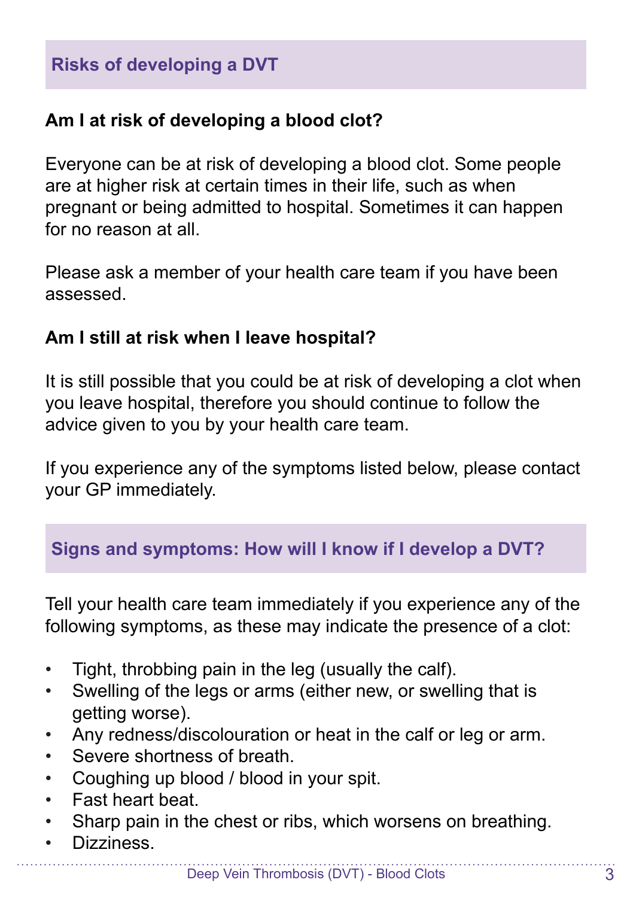## Risks of developing a DVT

**Am I at risk of developing a blood clot?**

Everyone can be at risk of developing a blood clot. Some people are at higher risk at certain times in their life, such as when pregnant or being admitted to hospital. Sometimes it can happen for no reason at all.

Please ask a member of your health care team if you have been assessed.

**Am I still at risk when I leave hospital?**

It is still possible that you could be at risk of developing a clot when you leave hospital, therefore you should continue to follow the advice given to you by your health care team.

If you experience any of the symptoms listed below, please contact your GP immediately.

## Signs and symptoms: How will I know if I develop a DVT?

Tell your health care team immediately if you experience any of the following symptoms, as these may indicate the presence of a clot:

- Tight, throbbing pain in the leg (usually the calf).
- Swelling of the legs or arms (either new, or swelling that is getting worse).
- Any redness/discolouration or heat in the calf or leg or arm.
- Severe shortness of breath.
- Coughing up blood / blood in your spit.
- Fast heart beat.
- Sharp pain in the chest or ribs, which worsens on breathing.
- Dizziness.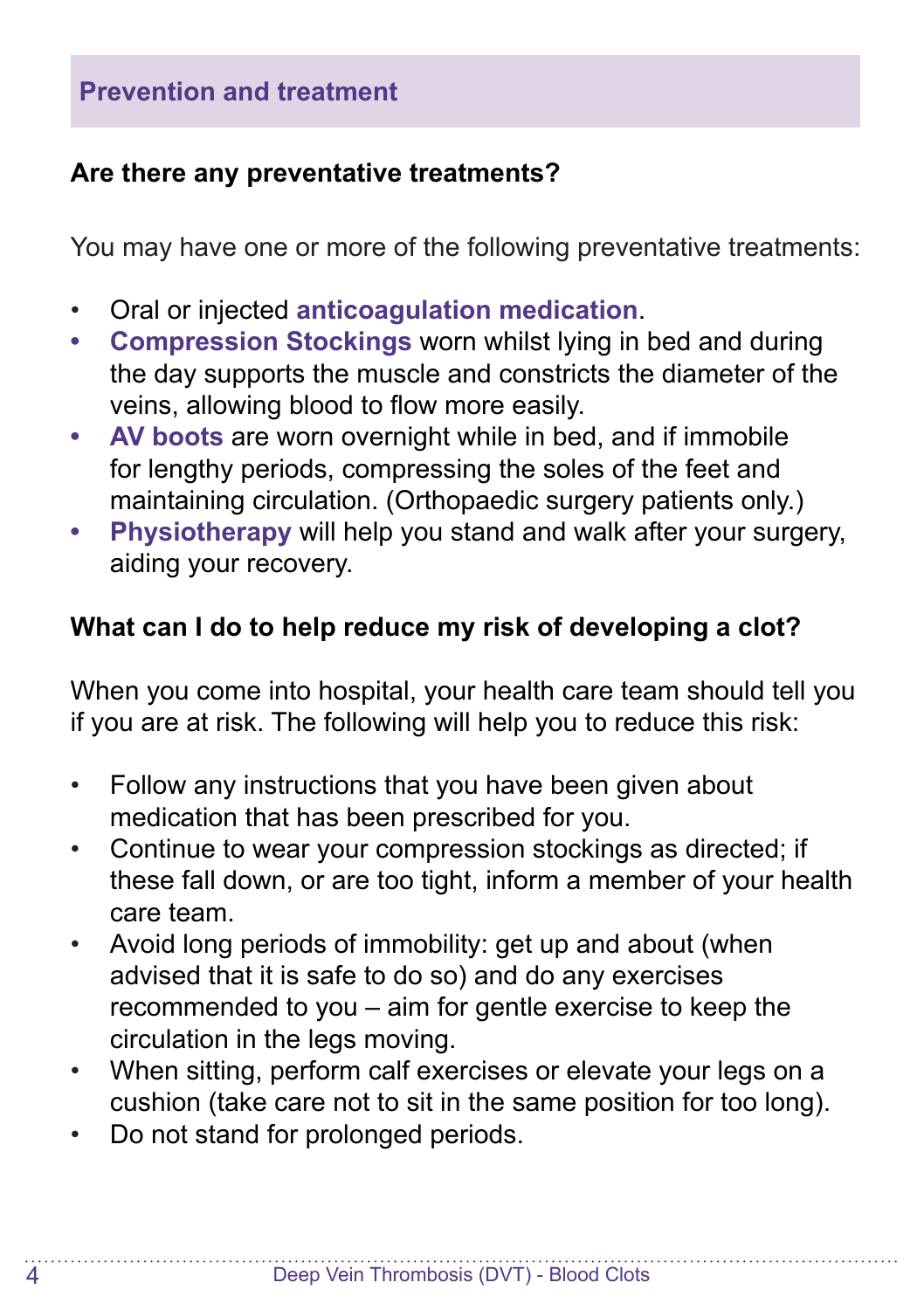## Prevention and treatment

### Are there any preventative treatments?

You may have one or more of the following preventative treatments:

- Oral or injected **anticoagulation medication**.
- **Compression Stockings** worn whilst lying in bed and during the day supports the muscle and constricts the diameter of the veins, allowing blood to flow more easily.
- **AV boots** are worn overnight while in bed, and if immobile for lengthy periods, compressing the soles of the feet and maintaining circulation. (Orthopaedic surgery patients only.)
- **Physiotherapy** will help you stand and walk after your surgery, aiding your recovery.

### What can I do to help reduce my risk of developing a clot?

When you come into hospital, your health care team should tell you if you are at risk. The following will help you to reduce this risk:

- Follow any instructions that you have been given about medication that has been prescribed for you.
- Continue to wear your compression stockings as directed; if these fall down, or are too tight, inform a member of your health care team.
- Avoid long periods of immobility: get up and about (when advised that it is safe to do so) and do any exercises recommended to you – aim for gentle exercise to keep the circulation in the legs moving.
- When sitting, perform calf exercises or elevate your legs on a cushion (take care not to sit in the same position for too long).
- Do not stand for prolonged periods.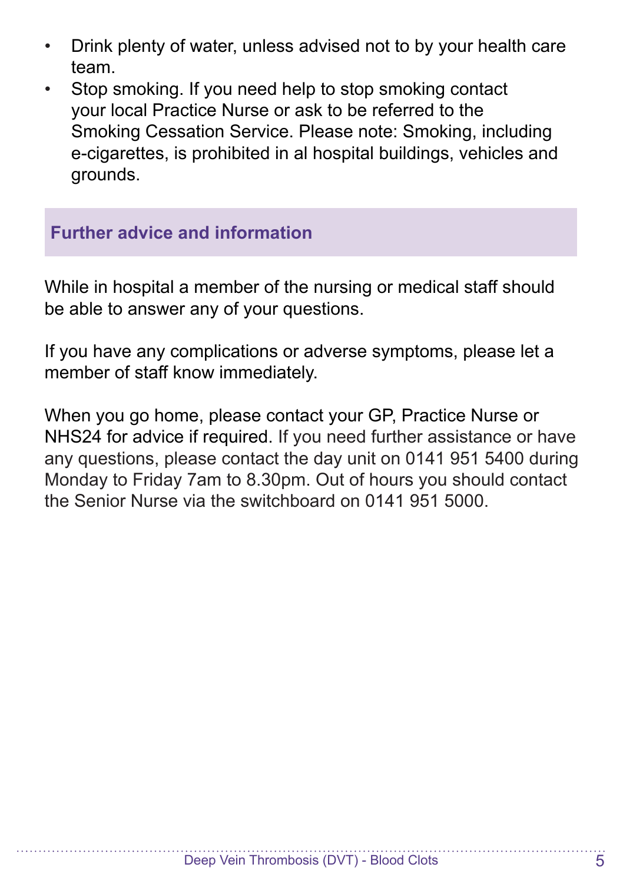- Drink plenty of water, unless advised not to by your health care team.
- Stop smoking. If you need help to stop smoking contact your local Practice Nurse or ask to be referred to the Smoking Cessation Service. Please note: Smoking, including e-cigarettes, is prohibited in al hospital buildings, vehicles and grounds.

## Further advice and information

While in hospital a member of the nursing or medical staff should be able to answer any of your questions.

If you have any complications or adverse symptoms, please let a member of staff know immediately.

When you go home, please contact your GP, Practice Nurse or NHS24 for advice if required. If you need further assistance or have any questions, please contact the day unit on 0141 951 5400 during Monday to Friday 7am to 8.30pm. Out of hours you should contact the Senior Nurse via the switchboard on 0141 951 5000.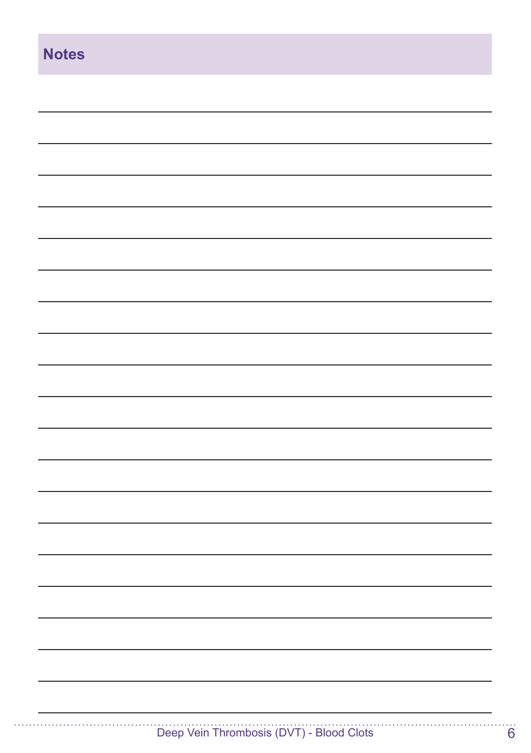## Notes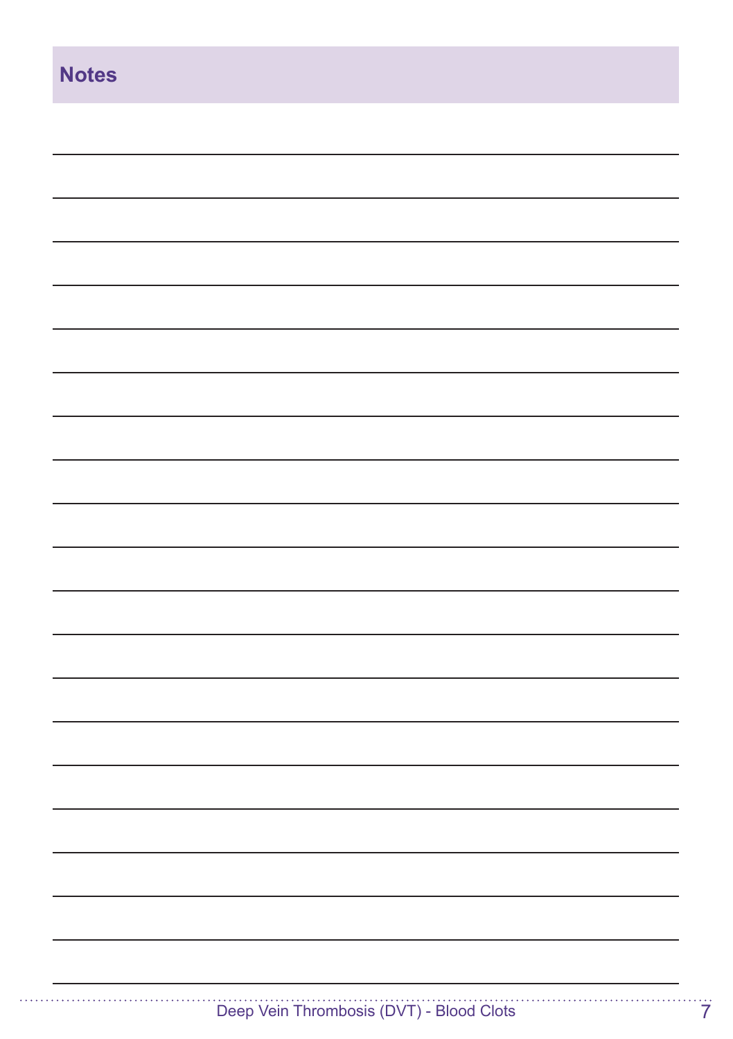## Notes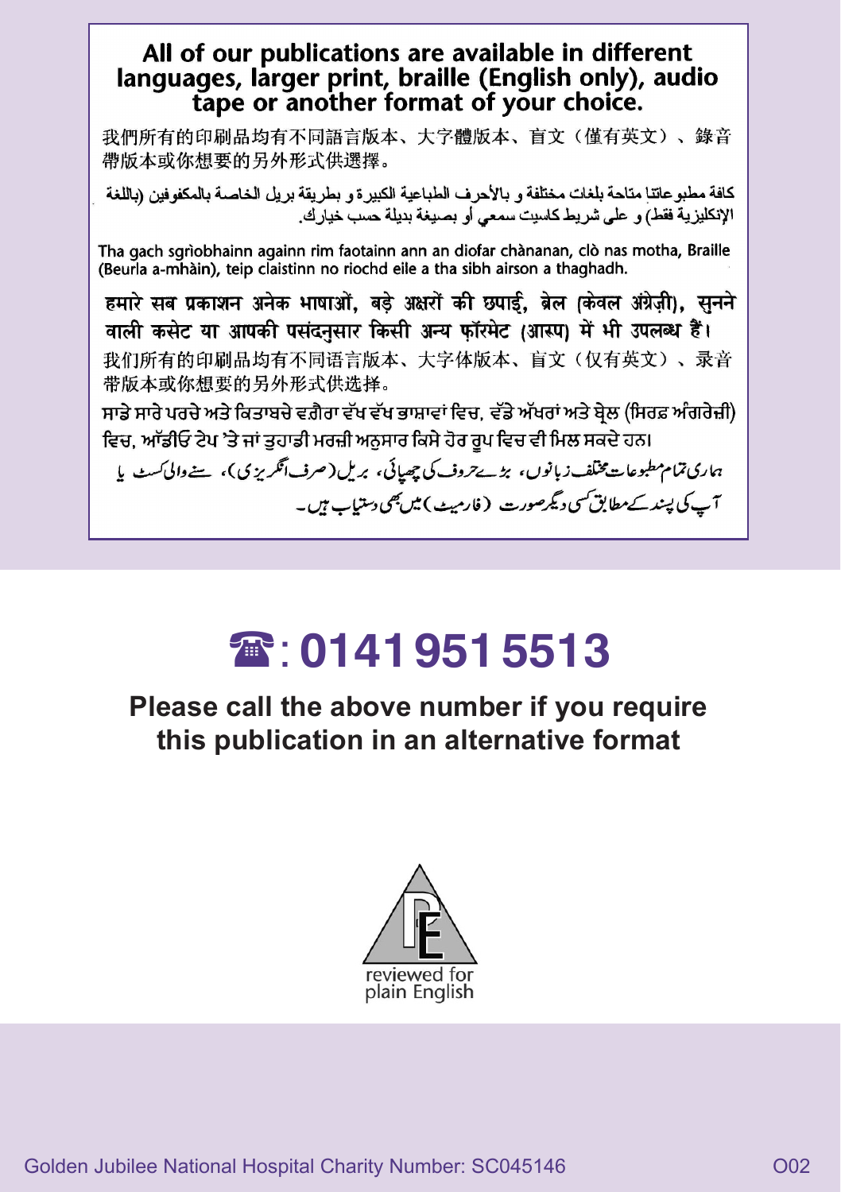**All of our publications are available in different languages, larger print, braille (English only), audio tape or another format of your choice.**

我們所有的印刷品均有不同語言版本、大字體版本、盲文（僅有英文）、錄音帶版本或你想要的另外形式供選擇。

كافة مطبوعاتنا متاحة بلغات مختلفة و بالأحرف الطباعية الكبيرة و بطريقة بريل الخاصة بالمكفوفين (باللغة الإنكليزية فقط) و على شريط كاسيت سمعي أو بصيغة بديلة حسب خيارك.

Tha gach sgrìobhainn againn rim faotainn ann an diofar chànanan, clò nas motha, Braille (Beurla a-mhàin), teip claistinn no riochd eile a tha sibh airson a thaghadh.

हमारे सब प्रकाशन अनेक भाषाओं, बड़े अक्षरों की छपाई, ब्रेल (केवल अंग्रेज़ी), सुनने वाली कसेट या आपकी पसंदनुसार किसी अन्य फॉरमेट (आरूप) में भी उपलब्ध हैं।

我们所有的印刷品均有不同语言版本、大字体版本、盲文（仅有英文）、录音带版本或你想要的另外形式供选择。

ਸਾਡੇ ਸਾਰੇ ਪਰਚੇ ਅਤੇ ਕਿਤਾਬਚੇ ਵਗ਼ੈਰਾ ਵੱਖ ਵੱਖ ਭਾਸ਼ਾਵਾਂ ਵਿਚ, ਵੱਡੇ ਅੱਖਰਾਂ ਅਤੇ ਬ੍ਰੇਲ (ਸਿਰਫ਼ ਅੰਗਰੇਜ਼ੀ) ਵਿਚ, ਔਡੀਓ ਟੇਪ 'ਤੇ ਜਾਂ ਤੁਹਾਡੀ ਮਰਜ਼ੀ ਅਨੁਸਾਰ ਕਿਸੇ ਹੋਰ ਰੂਪ ਵਿਚ ਵੀ ਮਿਲ ਸਕਦੇ ਹਨ।

ہماری تمام مطبوعات مختلف زبانوں، بڑے حروف کی چھپائی، بریل (صرف انگریزی)، سننے والی کسٹ یا آپ کی پسند کے مطابق کسی دیگر صورت (فارمیٹ) میں بھی دستیاب ہیں۔

# ☎: 0141 951 5513

**Please call the above number if you require this publication in an alternative format**

reviewed for plain English

Golden Jubilee National Hospital Charity Number: SC045146

O02